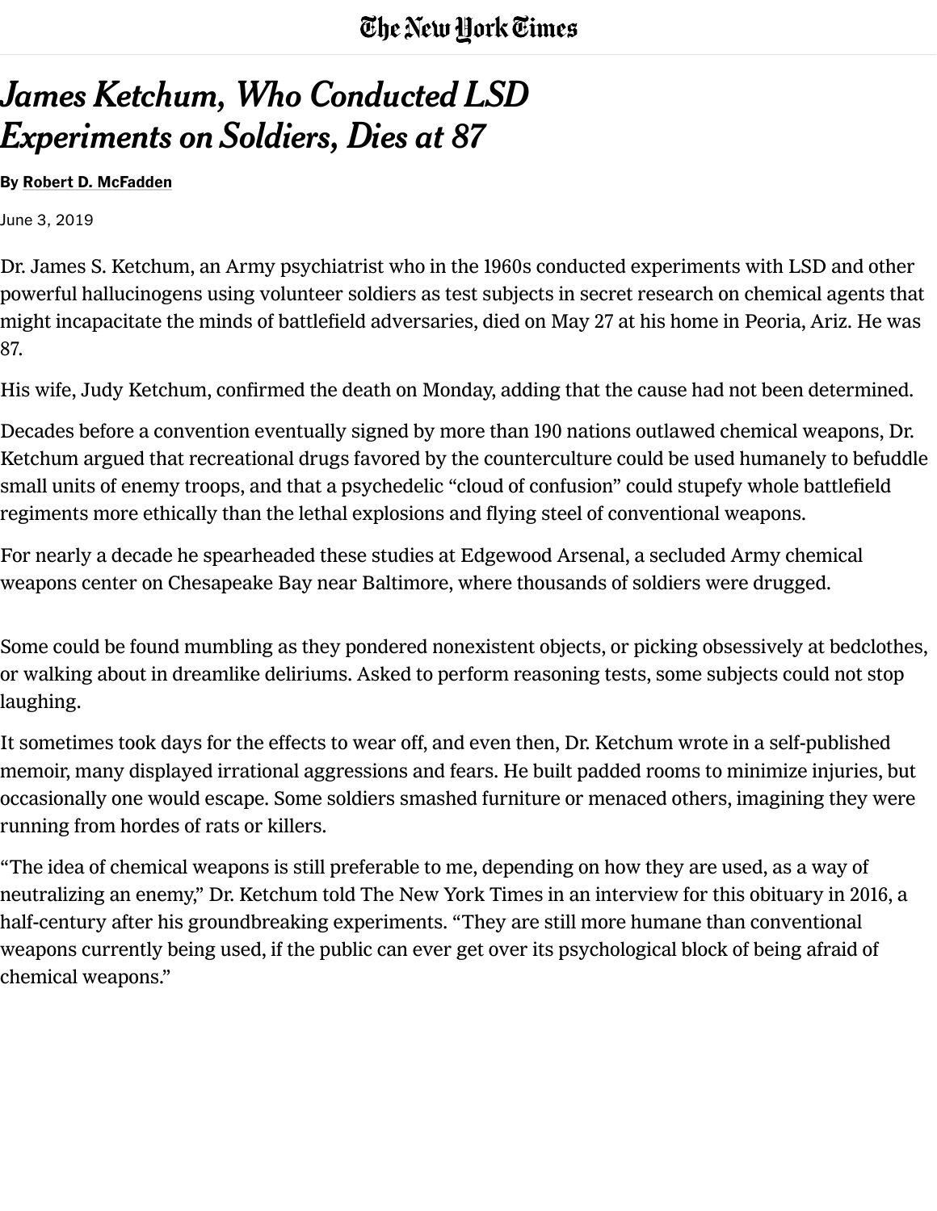# *James Ketchum, Who Conducted LSD Experiments on Soldiers, Dies at 87*

By Robert D. McFadden

June 3, 2019

Dr. James S. Ketchum, an Army psychiatrist who in the 1960s conducted experiments with LSD and other powerful hallucinogens using volunteer soldiers as test subjects in secret research on chemical agents that might incapacitate the minds of battlefield adversaries, died on May 27 at his home in Peoria, Ariz. He was 87.

His wife, Judy Ketchum, confirmed the death on Monday, adding that the cause had not been determined.

Decades before a convention eventually signed by more than 190 nations outlawed chemical weapons, Dr. Ketchum argued that recreational drugs favored by the counterculture could be used humanely to befuddle small units of enemy troops, and that a psychedelic "cloud of confusion" could stupefy whole battlefield regiments more ethically than the lethal explosions and flying steel of conventional weapons.

For nearly a decade he spearheaded these studies at Edgewood Arsenal, a secluded Army chemical weapons center on Chesapeake Bay near Baltimore, where thousands of soldiers were drugged.

Some could be found mumbling as they pondered nonexistent objects, or picking obsessively at bedclothes, or walking about in dreamlike deliriums. Asked to perform reasoning tests, some subjects could not stop laughing.

It sometimes took days for the effects to wear off, and even then, Dr. Ketchum wrote in a self-published memoir, many displayed irrational aggressions and fears. He built padded rooms to minimize injuries, but occasionally one would escape. Some soldiers smashed furniture or menaced others, imagining they were running from hordes of rats or killers.

"The idea of chemical weapons is still preferable to me, depending on how they are used, as a way of neutralizing an enemy," Dr. Ketchum told The New York Times in an interview for this obituary in 2016, a half-century after his groundbreaking experiments. "They are still more humane than conventional weapons currently being used, if the public can ever get over its psychological block of being afraid of chemical weapons."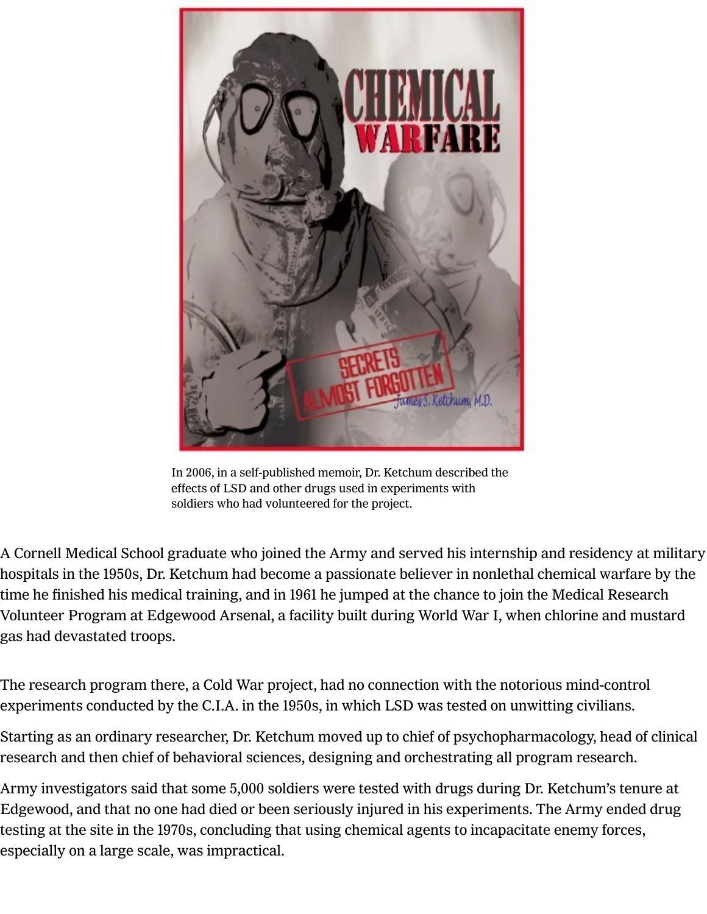In 2006, in a self-published memoir, Dr. Ketchum described the effects of LSD and other drugs used in experiments with soldiers who had volunteered for the project.

A Cornell Medical School graduate who joined the Army and served his internship and residency at military hospitals in the 1950s, Dr. Ketchum had become a passionate believer in nonlethal chemical warfare by the time he finished his medical training, and in 1961 he jumped at the chance to join the Medical Research Volunteer Program at Edgewood Arsenal, a facility built during World War I, when chlorine and mustard gas had devastated troops.

The research program there, a Cold War project, had no connection with the notorious mind-control experiments conducted by the C.I.A. in the 1950s, in which LSD was tested on unwitting civilians.

Starting as an ordinary researcher, Dr. Ketchum moved up to chief of psychopharmacology, head of clinical research and then chief of behavioral sciences, designing and orchestrating all program research.

Army investigators said that some 5,000 soldiers were tested with drugs during Dr. Ketchum's tenure at Edgewood, and that no one had died or been seriously injured in his experiments. The Army ended drug testing at the site in the 1970s, concluding that using chemical agents to incapacitate enemy forces, especially on a large scale, was impractical.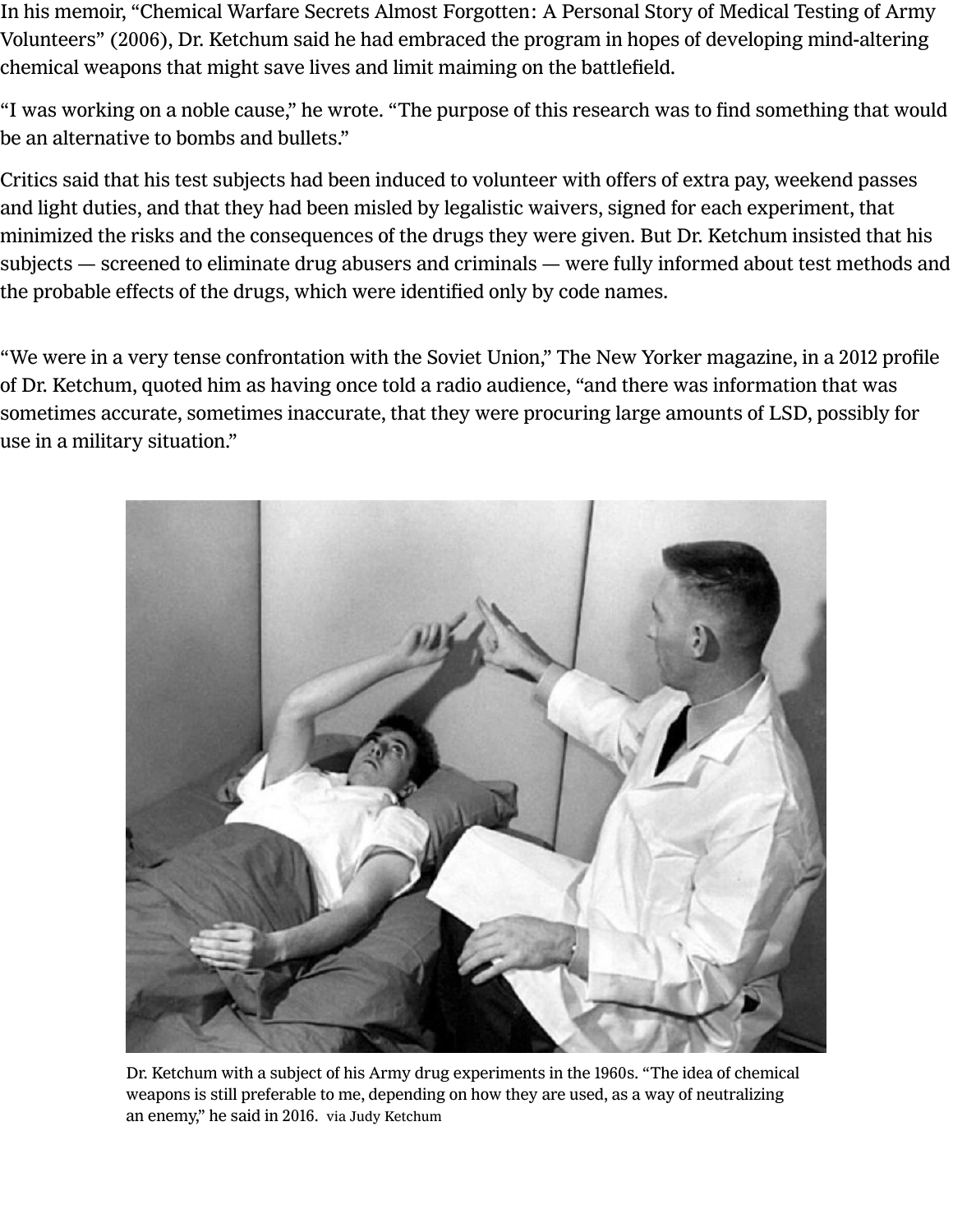In his memoir, “Chemical Warfare Secrets Almost Forgotten: A Personal Story of Medical Testing of Army Volunteers” (2006), Dr. Ketchum said he had embraced the program in hopes of developing mind-altering chemical weapons that might save lives and limit maiming on the battlefield.

“I was working on a noble cause,” he wrote. “The purpose of this research was to find something that would be an alternative to bombs and bullets.”

Critics said that his test subjects had been induced to volunteer with offers of extra pay, weekend passes and light duties, and that they had been misled by legalistic waivers, signed for each experiment, that minimized the risks and the consequences of the drugs they were given. But Dr. Ketchum insisted that his subjects — screened to eliminate drug abusers and criminals — were fully informed about test methods and the probable effects of the drugs, which were identified only by code names.

“We were in a very tense confrontation with the Soviet Union,” The New Yorker magazine, in a 2012 profile of Dr. Ketchum, quoted him as having once told a radio audience, “and there was information that was sometimes accurate, sometimes inaccurate, that they were procuring large amounts of LSD, possibly for use in a military situation.”

Dr. Ketchum with a subject of his Army drug experiments in the 1960s. “The idea of chemical weapons is still preferable to me, depending on how they are used, as a way of neutralizing an enemy,” he said in 2016. via Judy Ketchum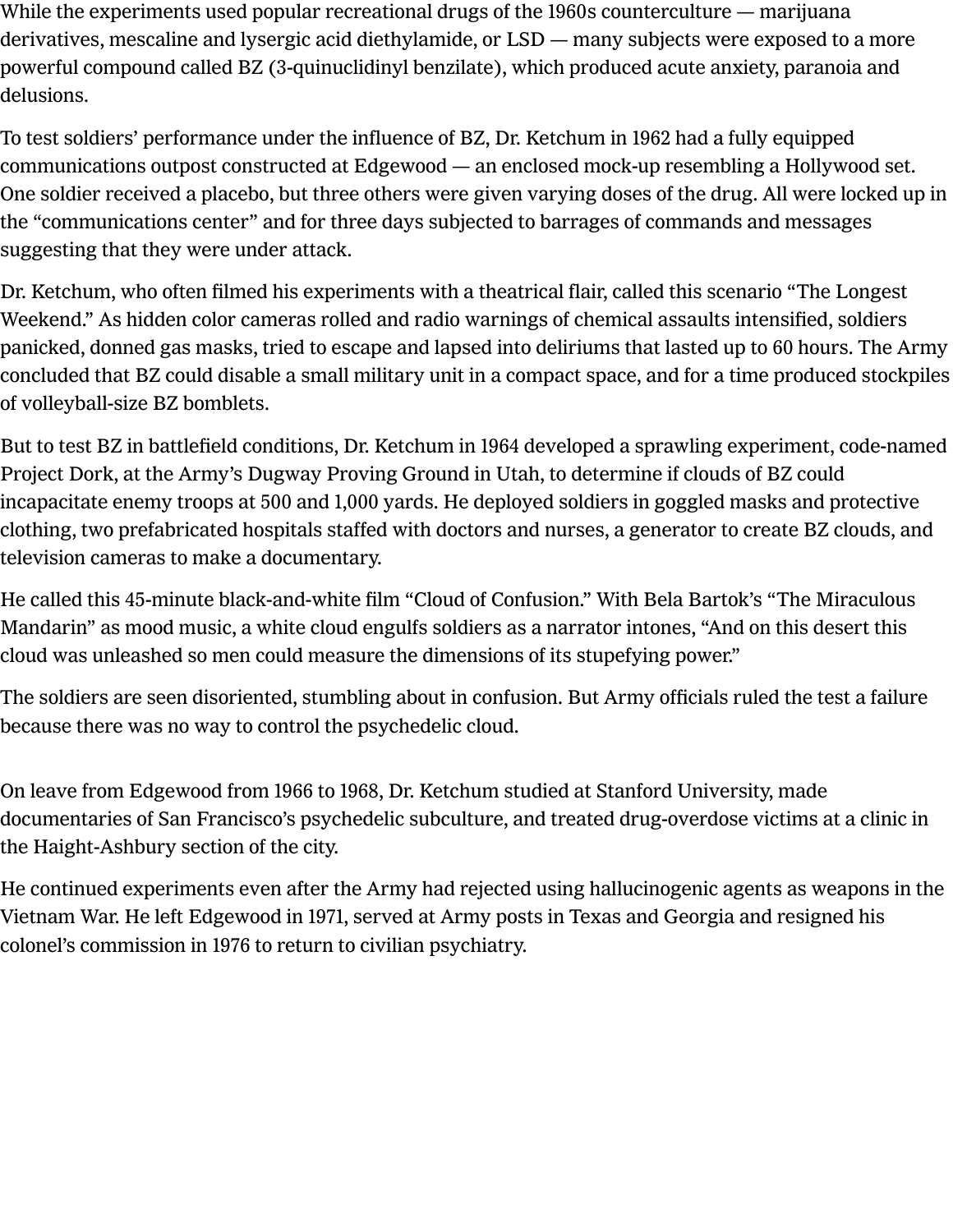While the experiments used popular recreational drugs of the 1960s counterculture — marijuana derivatives, mescaline and lysergic acid diethylamide, or LSD — many subjects were exposed to a more powerful compound called BZ (3-quinuclidinyl benzilate), which produced acute anxiety, paranoia and delusions.

To test soldiers' performance under the influence of BZ, Dr. Ketchum in 1962 had a fully equipped communications outpost constructed at Edgewood — an enclosed mock-up resembling a Hollywood set. One soldier received a placebo, but three others were given varying doses of the drug. All were locked up in the "communications center" and for three days subjected to barrages of commands and messages suggesting that they were under attack.

Dr. Ketchum, who often filmed his experiments with a theatrical flair, called this scenario "The Longest Weekend." As hidden color cameras rolled and radio warnings of chemical assaults intensified, soldiers panicked, donned gas masks, tried to escape and lapsed into deliriums that lasted up to 60 hours. The Army concluded that BZ could disable a small military unit in a compact space, and for a time produced stockpiles of volleyball-size BZ bomblets.

But to test BZ in battlefield conditions, Dr. Ketchum in 1964 developed a sprawling experiment, code-named Project Dork, at the Army's Dugway Proving Ground in Utah, to determine if clouds of BZ could incapacitate enemy troops at 500 and 1,000 yards. He deployed soldiers in goggled masks and protective clothing, two prefabricated hospitals staffed with doctors and nurses, a generator to create BZ clouds, and television cameras to make a documentary.

He called this 45-minute black-and-white film "Cloud of Confusion." With Bela Bartok's "The Miraculous Mandarin" as mood music, a white cloud engulfs soldiers as a narrator intones, "And on this desert this cloud was unleashed so men could measure the dimensions of its stupefying power."

The soldiers are seen disoriented, stumbling about in confusion. But Army officials ruled the test a failure because there was no way to control the psychedelic cloud.

On leave from Edgewood from 1966 to 1968, Dr. Ketchum studied at Stanford University, made documentaries of San Francisco's psychedelic subculture, and treated drug-overdose victims at a clinic in the Haight-Ashbury section of the city.

He continued experiments even after the Army had rejected using hallucinogenic agents as weapons in the Vietnam War. He left Edgewood in 1971, served at Army posts in Texas and Georgia and resigned his colonel's commission in 1976 to return to civilian psychiatry.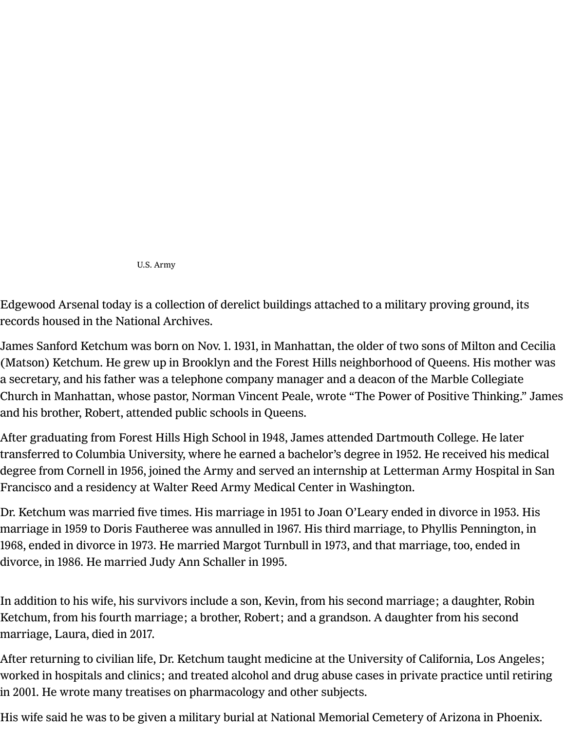U.S. Army

Edgewood Arsenal today is a collection of derelict buildings attached to a military proving ground, its records housed in the National Archives.

James Sanford Ketchum was born on Nov. 1. 1931, in Manhattan, the older of two sons of Milton and Cecilia (Matson) Ketchum. He grew up in Brooklyn and the Forest Hills neighborhood of Queens. His mother was a secretary, and his father was a telephone company manager and a deacon of the Marble Collegiate Church in Manhattan, whose pastor, Norman Vincent Peale, wrote "The Power of Positive Thinking." James and his brother, Robert, attended public schools in Queens.

After graduating from Forest Hills High School in 1948, James attended Dartmouth College. He later transferred to Columbia University, where he earned a bachelor's degree in 1952. He received his medical degree from Cornell in 1956, joined the Army and served an internship at Letterman Army Hospital in San Francisco and a residency at Walter Reed Army Medical Center in Washington.

Dr. Ketchum was married five times. His marriage in 1951 to Joan O'Leary ended in divorce in 1953. His marriage in 1959 to Doris Fautheree was annulled in 1967. His third marriage, to Phyllis Pennington, in 1968, ended in divorce in 1973. He married Margot Turnbull in 1973, and that marriage, too, ended in divorce, in 1986. He married Judy Ann Schaller in 1995.

In addition to his wife, his survivors include a son, Kevin, from his second marriage; a daughter, Robin Ketchum, from his fourth marriage; a brother, Robert; and a grandson. A daughter from his second marriage, Laura, died in 2017.

After returning to civilian life, Dr. Ketchum taught medicine at the University of California, Los Angeles; worked in hospitals and clinics; and treated alcohol and drug abuse cases in private practice until retiring in 2001. He wrote many treatises on pharmacology and other subjects.

His wife said he was to be given a military burial at National Memorial Cemetery of Arizona in Phoenix.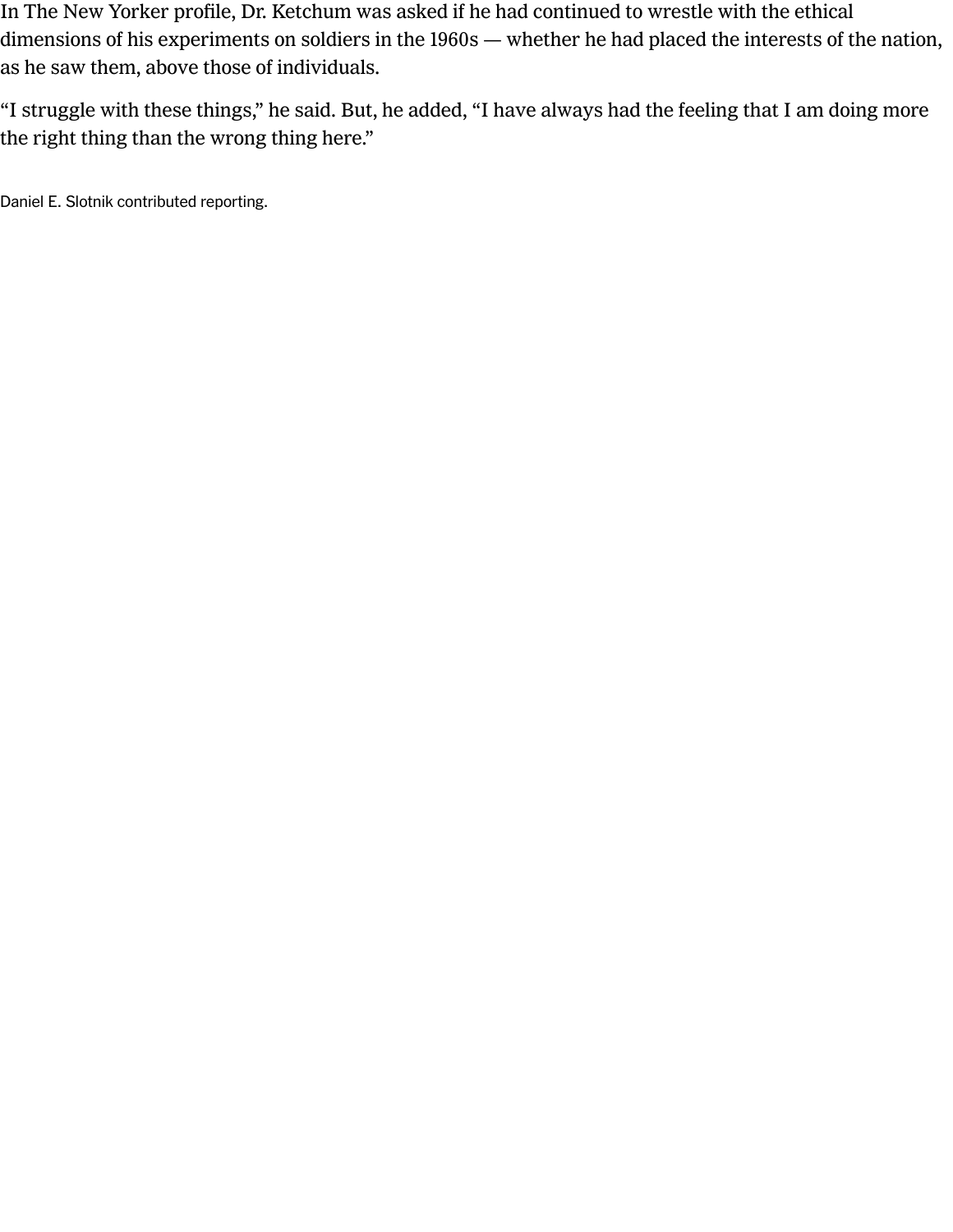In The New Yorker profile, Dr. Ketchum was asked if he had continued to wrestle with the ethical dimensions of his experiments on soldiers in the 1960s — whether he had placed the interests of the nation, as he saw them, above those of individuals.

“I struggle with these things,” he said. But, he added, “I have always had the feeling that I am doing more the right thing than the wrong thing here.”

Daniel E. Slotnik contributed reporting.